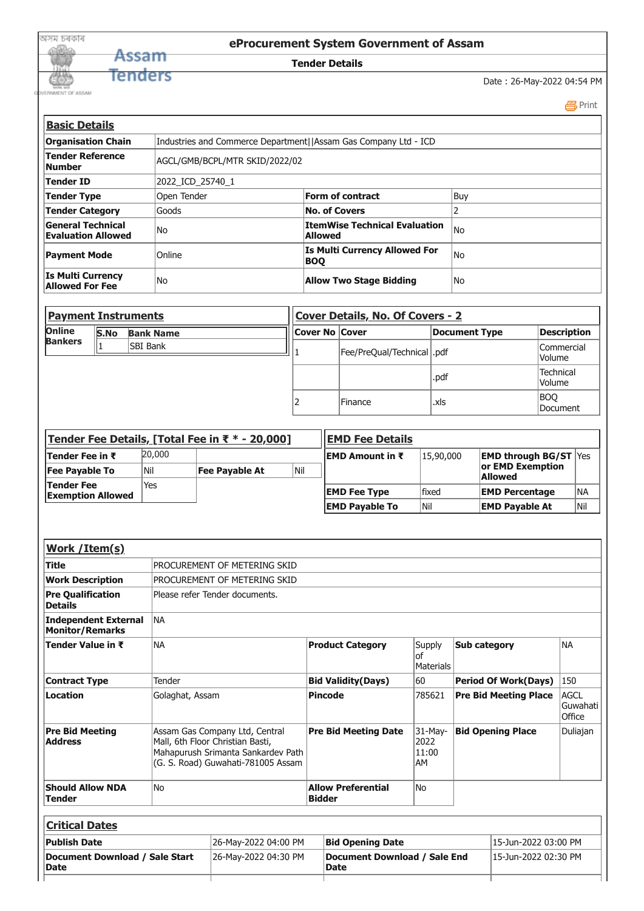অসম চৰকাৰ

**Assam Tenders**

GOVERNMENT OF ASSAM

# eProcurement System Government of Assam

## Tender Details

Date : 26-May-2022 04:54 PM

Print

### Basic Details

| | | | |
|---|---|---|---|
| **Organisation Chain** | Industries and Commerce Department\|\|Assam Gas Company Ltd - ICD | | |
| **Tender Reference Number** | AGCL/GMB/BCPL/MTR SKID/2022/02 | | |
| **Tender ID** | 2022_ICD_25740_1 | | |
| **Tender Type** | Open Tender | **Form of contract** | Buy |
| **Tender Category** | Goods | **No. of Covers** | 2 |
| **General Technical Evaluation Allowed** | No | **ItemWise Technical Evaluation Allowed** | No |
| **Payment Mode** | Online | **Is Multi Currency Allowed For BOQ** | No |
| **Is Multi Currency Allowed For Fee** | No | **Allow Two Stage Bidding** | No |

### Payment Instruments

**Online Bankers**

| S.No | Bank Name |
|---|---|
| 1 | SBI Bank |

### Cover Details, No. Of Covers - 2

| Cover No | Cover | Document Type | Description |
|---|---|---|---|
| 1 | Fee/PreQual/Technical | .pdf | Commercial Volume |
| | | .pdf | Technical Volume |
| 2 | Finance | .xls | BOQ Document |

### Tender Fee Details, [Total Fee in ₹ * - 20,000]

| | | | |
|---|---|---|---|
| **Tender Fee in ₹** | 20,000 | | |
| **Fee Payable To** | Nil | **Fee Payable At** | Nil |
| **Tender Fee Exemption Allowed** | Yes | | |

### EMD Fee Details

| | | | |
|---|---|---|---|
| **EMD Amount in ₹** | 15,90,000 | **EMD through BG/ST or EMD Exemption Allowed** | Yes |
| **EMD Fee Type** | fixed | **EMD Percentage** | NA |
| **EMD Payable To** | Nil | **EMD Payable At** | Nil |

### Work /Item(s)

| | | | | | |
|---|---|---|---|---|---|
| **Title** | PROCUREMENT OF METERING SKID | | | | |
| **Work Description** | PROCUREMENT OF METERING SKID | | | | |
| **Pre Qualification Details** | Please refer Tender documents. | | | | |
| **Independent External Monitor/Remarks** | NA | | | | |
| **Tender Value in ₹** | NA | **Product Category** | Supply of Materials | **Sub category** | NA |
| **Contract Type** | Tender | **Bid Validity(Days)** | 60 | **Period Of Work(Days)** | 150 |
| **Location** | Golaghat, Assam | **Pincode** | 785621 | **Pre Bid Meeting Place** | AGCL Guwahati Office |
| **Pre Bid Meeting Address** | Assam Gas Company Ltd, Central Mall, 6th Floor Christian Basti, Mahapurush Srimanta Sankardev Path (G. S. Road) Guwahati-781005 Assam | **Pre Bid Meeting Date** | 31-May-2022 11:00 AM | **Bid Opening Place** | Duliajan |
| **Should Allow NDA Tender** | No | **Allow Preferential Bidder** | No | | |

### Critical Dates

| | | | |
|---|---|---|---|
| **Publish Date** | 26-May-2022 04:00 PM | **Bid Opening Date** | 15-Jun-2022 03:00 PM |
| **Document Download / Sale Start Date** | 26-May-2022 04:30 PM | **Document Download / Sale End Date** | 15-Jun-2022 02:30 PM |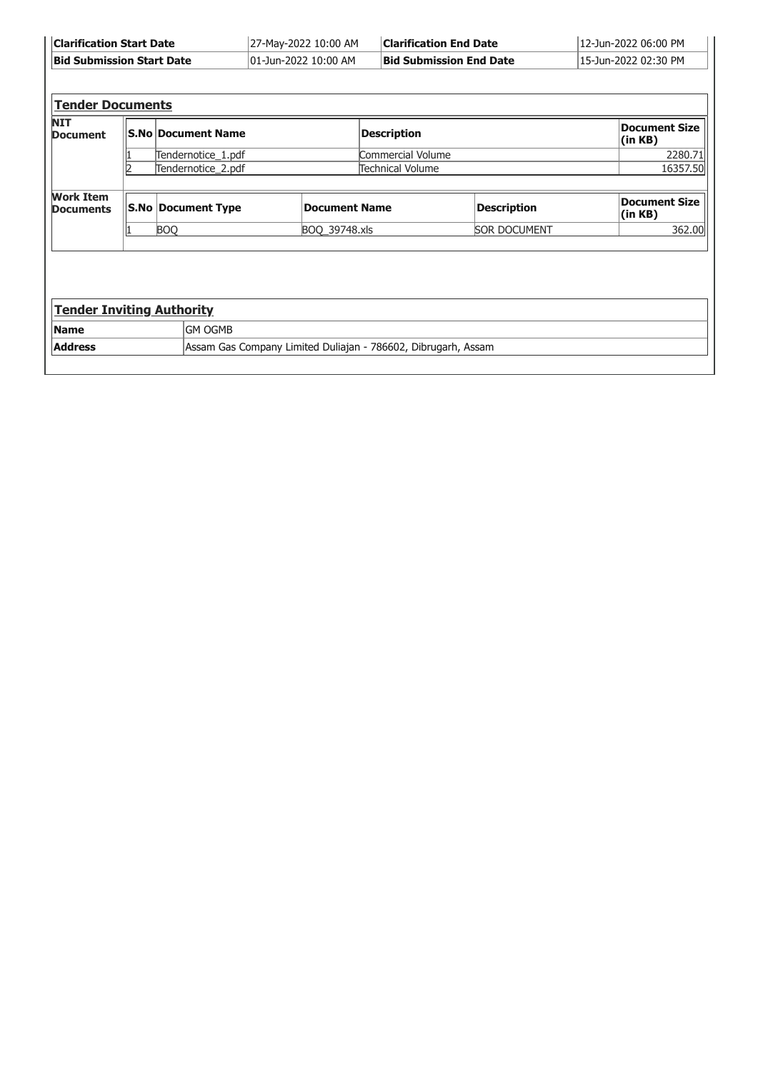| | | | |
|---|---|---|---|
| **Clarification Start Date** | 27-May-2022 10:00 AM | **Clarification End Date** | 12-Jun-2022 06:00 PM |
| **Bid Submission Start Date** | 01-Jun-2022 10:00 AM | **Bid Submission End Date** | 15-Jun-2022 02:30 PM |

## Tender Documents

**NIT Document**

| S.No | Document Name | Description | Document Size (in KB) |
|---|---|---|---|
| 1 | Tendernotice_1.pdf | Commercial Volume | 2280.71 |
| 2 | Tendernotice_2.pdf | Technical Volume | 16357.50 |

**Work Item Documents**

| S.No | Document Type | Document Name | Description | Document Size (in KB) |
|---|---|---|---|---|
| 1 | BOQ | BOQ_39748.xls | SOR DOCUMENT | 362.00 |

## Tender Inviting Authority

| | |
|---|---|
| **Name** | GM OGMB |
| **Address** | Assam Gas Company Limited Duliajan - 786602, Dibrugarh, Assam |